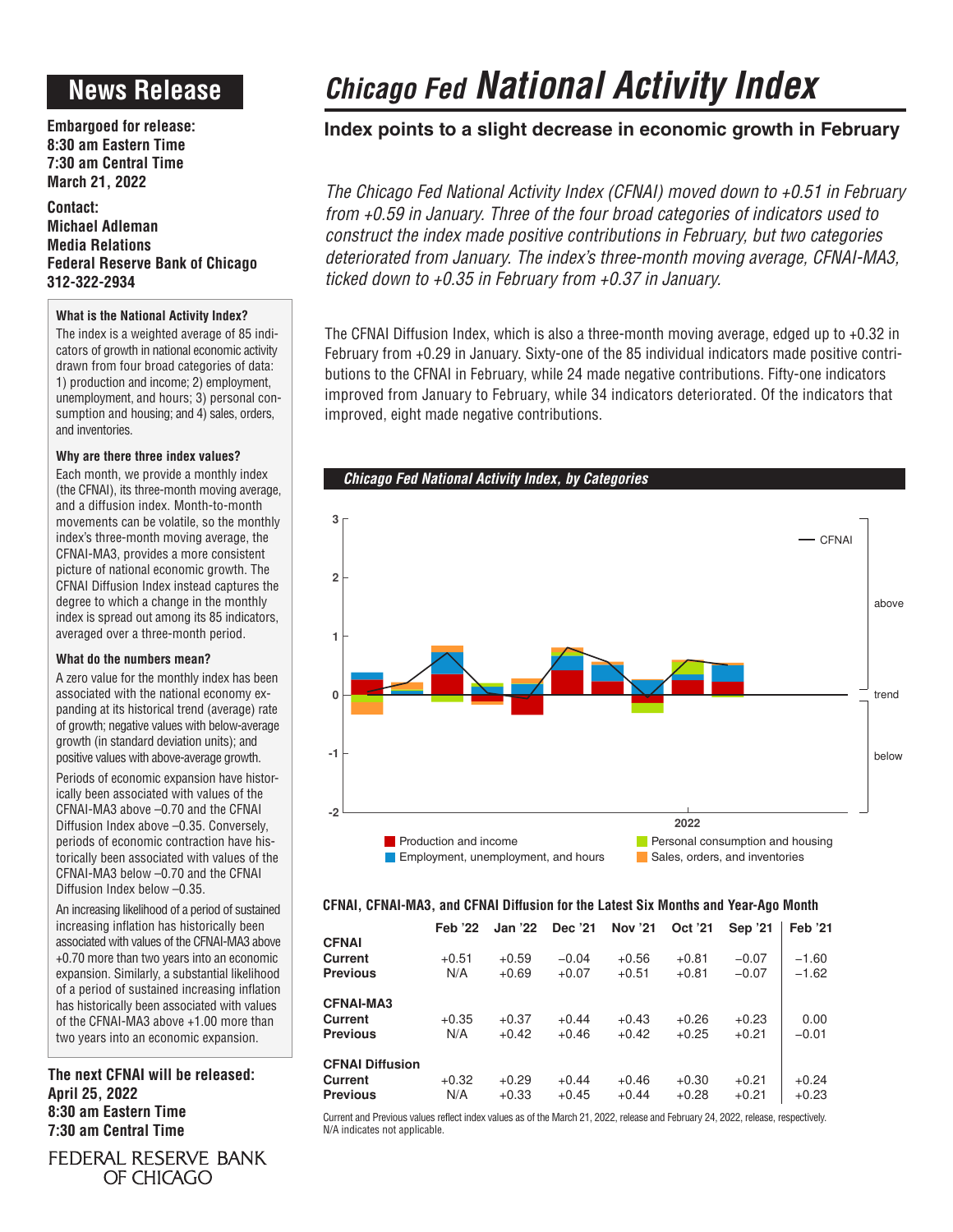# News Release

**Embargoed for release:**
**8:30 am Eastern Time**
**7:30 am Central Time**
**March 21, 2022**

**Contact:**
**Michael Adleman**
**Media Relations**
**Federal Reserve Bank of Chicago**
**312-322-2934**

### What is the National Activity Index?

The index is a weighted average of 85 indicators of growth in national economic activity drawn from four broad categories of data: 1) production and income; 2) employment, unemployment, and hours; 3) personal consumption and housing; and 4) sales, orders, and inventories.

### Why are there three index values?

Each month, we provide a monthly index (the CFNAI), its three-month moving average, and a diffusion index. Month-to-month movements can be volatile, so the monthly index's three-month moving average, the CFNAI-MA3, provides a more consistent picture of national economic growth. The CFNAI Diffusion Index instead captures the degree to which a change in the monthly index is spread out among its 85 indicators, averaged over a three-month period.

### What do the numbers mean?

A zero value for the monthly index has been associated with the national economy expanding at its historical trend (average) rate of growth; negative values with below-average growth (in standard deviation units); and positive values with above-average growth.

Periods of economic expansion have historically been associated with values of the CFNAI-MA3 above –0.70 and the CFNAI Diffusion Index above –0.35. Conversely, periods of economic contraction have historically been associated with values of the CFNAI-MA3 below –0.70 and the CFNAI Diffusion Index below –0.35.

An increasing likelihood of a period of sustained increasing inflation has historically been associated with values of the CFNAI-MA3 above +0.70 more than two years into an economic expansion. Similarly, a substantial likelihood of a period of sustained increasing inflation has historically been associated with values of the CFNAI-MA3 above +1.00 more than two years into an economic expansion.

**The next CFNAI will be released:**
**April 25, 2022**
**8:30 am Eastern Time**
**7:30 am Central Time**

FEDERAL RESERVE BANK OF CHICAGO

# Chicago Fed National Activity Index

## Index points to a slight decrease in economic growth in February

*The Chicago Fed National Activity Index (CFNAI) moved down to +0.51 in February from +0.59 in January. Three of the four broad categories of indicators used to construct the index made positive contributions in February, but two categories deteriorated from January. The index's three-month moving average, CFNAI-MA3, ticked down to +0.35 in February from +0.37 in January.*

The CFNAI Diffusion Index, which is also a three-month moving average, edged up to +0.32 in February from +0.29 in January. Sixty-one of the 85 individual indicators made positive contributions to the CFNAI in February, while 24 made negative contributions. Fifty-one indicators improved from January to February, while 34 indicators deteriorated. Of the indicators that improved, eight made negative contributions.

**Chicago Fed National Activity Index, by Categories**

Legend: Production and income; Employment, unemployment, and hours; Personal consumption and housing; Sales, orders, and inventories; CFNAI

### CFNAI, CFNAI-MA3, and CFNAI Diffusion for the Latest Six Months and Year-Ago Month

| | Feb '22 | Jan '22 | Dec '21 | Nov '21 | Oct '21 | Sep '21 | Feb '21 |
|---|---|---|---|---|---|---|---|
| **CFNAI** | | | | | | | |
| **Current** | +0.51 | +0.59 | –0.04 | +0.56 | +0.81 | –0.07 | –1.60 |
| **Previous** | N/A | +0.69 | +0.07 | +0.51 | +0.81 | –0.07 | –1.62 |
| **CFNAI-MA3** | | | | | | | |
| **Current** | +0.35 | +0.37 | +0.44 | +0.43 | +0.26 | +0.23 | 0.00 |
| **Previous** | N/A | +0.42 | +0.46 | +0.42 | +0.25 | +0.21 | –0.01 |
| **CFNAI Diffusion** | | | | | | | |
| **Current** | +0.32 | +0.29 | +0.44 | +0.46 | +0.30 | +0.21 | +0.24 |
| **Previous** | N/A | +0.33 | +0.45 | +0.44 | +0.28 | +0.21 | +0.23 |

Current and Previous values reflect index values as of the March 21, 2022, release and February 24, 2022, release, respectively. N/A indicates not applicable.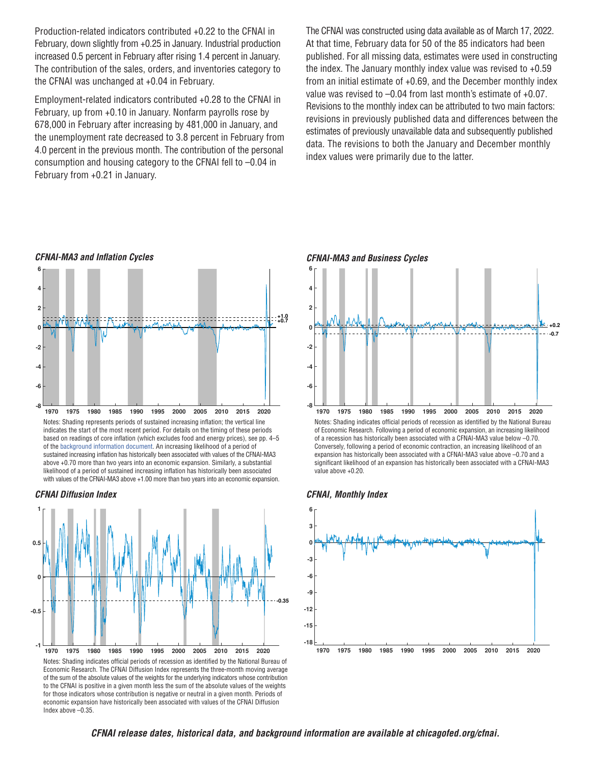Production-related indicators contributed +0.22 to the CFNAI in February, down slightly from +0.25 in January. Industrial production increased 0.5 percent in February after rising 1.4 percent in January. The contribution of the sales, orders, and inventories category to the CFNAI was unchanged at +0.04 in February.

Employment-related indicators contributed +0.28 to the CFNAI in February, up from +0.10 in January. Nonfarm payrolls rose by 678,000 in February after increasing by 481,000 in January, and the unemployment rate decreased to 3.8 percent in February from 4.0 percent in the previous month. The contribution of the personal consumption and housing category to the CFNAI fell to –0.04 in February from +0.21 in January.

The CFNAI was constructed using data available as of March 17, 2022. At that time, February data for 50 of the 85 indicators had been published. For all missing data, estimates were used in constructing the index. The January monthly index value was revised to +0.59 from an initial estimate of +0.69, and the December monthly index value was revised to –0.04 from last month's estimate of +0.07. Revisions to the monthly index can be attributed to two main factors: revisions in previously published data and differences between the estimates of previously unavailable data and subsequently published data. The revisions to both the January and December monthly index values were primarily due to the latter.

***CFNAI-MA3 and Inflation Cycles***

6
4
2
0
-2
-4
-6
-8
+1.0
+0.7
1970 1975 1980 1985 1990 1995 2000 2005 2010 2015 2020

Notes: Shading represents periods of sustained increasing inflation; the vertical line indicates the start of the most recent period. For details on the timing of these periods based on readings of core inflation (which excludes food and energy prices), see pp. 4–5 of the background information document. An increasing likelihood of a period of sustained increasing inflation has historically been associated with values of the CFNAI-MA3 above +0.70 more than two years into an economic expansion. Similarly, a substantial likelihood of a period of sustained increasing inflation has historically been associated with values of the CFNAI-MA3 above +1.00 more than two years into an economic expansion.

***CFNAI-MA3 and Business Cycles***

6
4
2
0
-2
-4
-6
-8
+0.2
-0.7
1970 1975 1980 1985 1990 1995 2000 2005 2010 2015 2020

Notes: Shading indicates official periods of recession as identified by the National Bureau of Economic Research. Following a period of economic expansion, an increasing likelihood of a recession has historically been associated with a CFNAI-MA3 value below –0.70. Conversely, following a period of economic contraction, an increasing likelihood of an expansion has historically been associated with a CFNAI-MA3 value above –0.70 and a significant likelihood of an expansion has historically been associated with a CFNAI-MA3 value above +0.20.

***CFNAI Diffusion Index***

1
0.5
0
-0.5
-1
-0.35
1970 1975 1980 1985 1990 1995 2000 2005 2010 2015 2020

Notes: Shading indicates official periods of recession as identified by the National Bureau of Economic Research. The CFNAI Diffusion Index represents the three-month moving average of the sum of the absolute values of the weights for the underlying indicators whose contribution to the CFNAI is positive in a given month less the sum of the absolute values of the weights for those indicators whose contribution is negative or neutral in a given month. Periods of economic expansion have historically been associated with values of the CFNAI Diffusion Index above –0.35.

***CFNAI, Monthly Index***

6
3
0
-3
-6
-9
-12
-15
-18
1970 1975 1980 1985 1990 1995 2000 2005 2010 2015 2020

***CFNAI release dates, historical data, and background information are available at chicagofed.org/cfnai.***